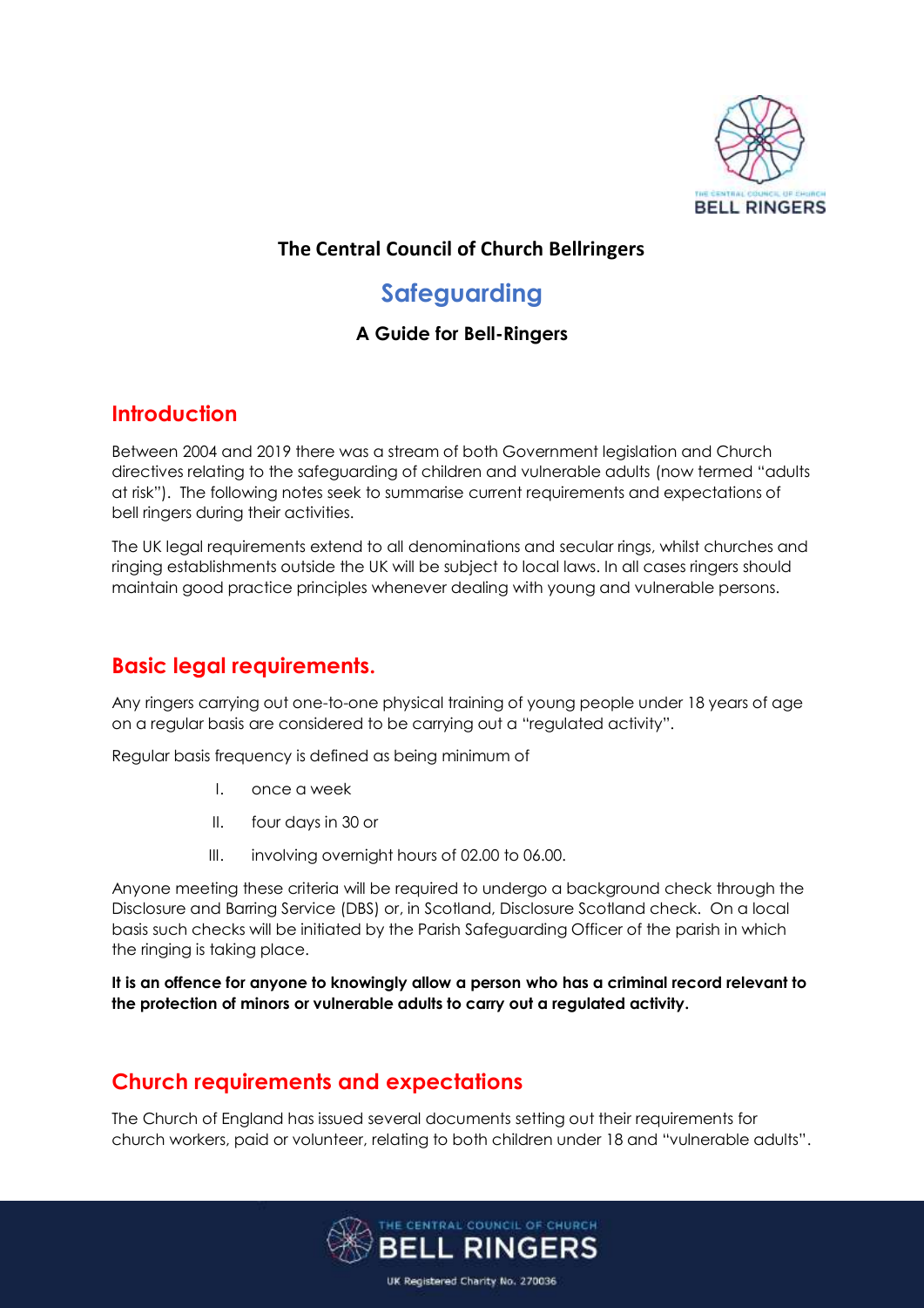**The Central Council of Church Bellringers**

# Safeguarding

### A Guide for Bell-Ringers

## Introduction

Between 2004 and 2019 there was a stream of both Government legislation and Church directives relating to the safeguarding of children and vulnerable adults (now termed "adults at risk"). The following notes seek to summarise current requirements and expectations of bell ringers during their activities.

The UK legal requirements extend to all denominations and secular rings, whilst churches and ringing establishments outside the UK will be subject to local laws. In all cases ringers should maintain good practice principles whenever dealing with young and vulnerable persons.

## Basic legal requirements.

Any ringers carrying out one-to-one physical training of young people under 18 years of age on a regular basis are considered to be carrying out a "regulated activity".

Regular basis frequency is defined as being minimum of

I. once a week
II. four days in 30 or
III. involving overnight hours of 02.00 to 06.00.

Anyone meeting these criteria will be required to undergo a background check through the Disclosure and Barring Service (DBS) or, in Scotland, Disclosure Scotland check. On a local basis such checks will be initiated by the Parish Safeguarding Officer of the parish in which the ringing is taking place.

**It is an offence for anyone to knowingly allow a person who has a criminal record relevant to the protection of minors or vulnerable adults to carry out a regulated activity.**

## Church requirements and expectations

The Church of England has issued several documents setting out their requirements for church workers, paid or volunteer, relating to both children under 18 and "vulnerable adults".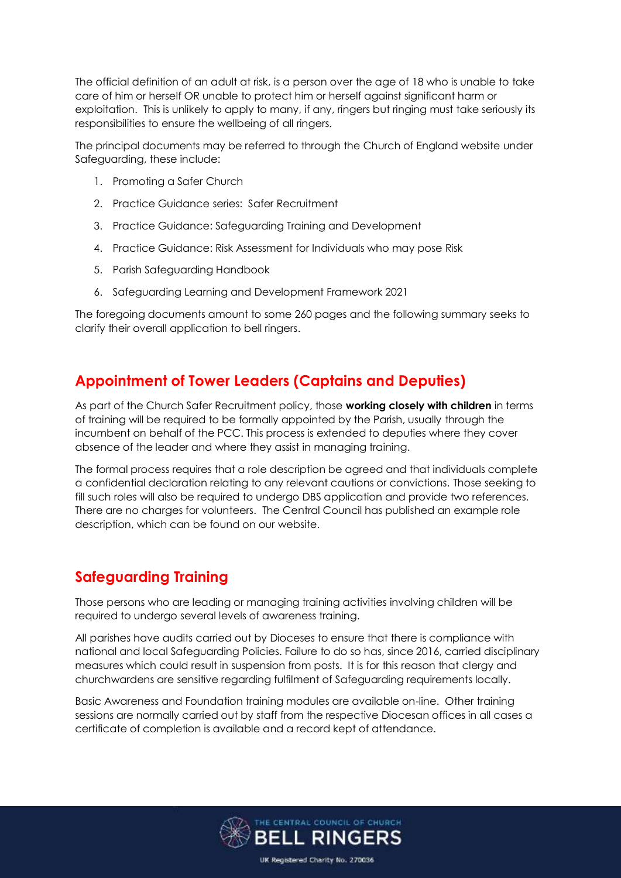The official definition of an adult at risk, is a person over the age of 18 who is unable to take care of him or herself OR unable to protect him or herself against significant harm or exploitation. This is unlikely to apply to many, if any, ringers but ringing must take seriously its responsibilities to ensure the wellbeing of all ringers.

The principal documents may be referred to through the Church of England website under Safeguarding, these include:

1. Promoting a Safer Church
2. Practice Guidance series: Safer Recruitment
3. Practice Guidance: Safeguarding Training and Development
4. Practice Guidance: Risk Assessment for Individuals who may pose Risk
5. Parish Safeguarding Handbook
6. Safeguarding Learning and Development Framework 2021

The foregoing documents amount to some 260 pages and the following summary seeks to clarify their overall application to bell ringers.

## Appointment of Tower Leaders (Captains and Deputies)

As part of the Church Safer Recruitment policy, those **working closely with children** in terms of training will be required to be formally appointed by the Parish, usually through the incumbent on behalf of the PCC. This process is extended to deputies where they cover absence of the leader and where they assist in managing training.

The formal process requires that a role description be agreed and that individuals complete a confidential declaration relating to any relevant cautions or convictions. Those seeking to fill such roles will also be required to undergo DBS application and provide two references. There are no charges for volunteers. The Central Council has published an example role description, which can be found on our website.

## Safeguarding Training

Those persons who are leading or managing training activities involving children will be required to undergo several levels of awareness training.

All parishes have audits carried out by Dioceses to ensure that there is compliance with national and local Safeguarding Policies. Failure to do so has, since 2016, carried disciplinary measures which could result in suspension from posts. It is for this reason that clergy and churchwardens are sensitive regarding fulfilment of Safeguarding requirements locally.

Basic Awareness and Foundation training modules are available on-line. Other training sessions are normally carried out by staff from the respective Diocesan offices in all cases a certificate of completion is available and a record kept of attendance.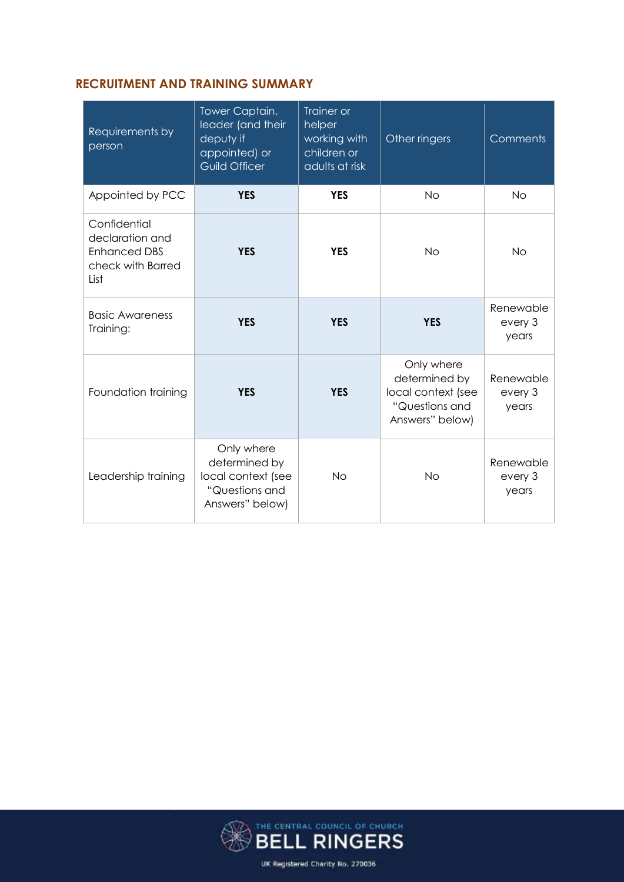## RECRUITMENT AND TRAINING SUMMARY

| Requirements by person | Tower Captain, leader (and their deputy if appointed) or Guild Officer | Trainer or helper working with children or adults at risk | Other ringers | Comments |
|---|---|---|---|---|
| Appointed by PCC | **YES** | **YES** | No | No |
| Confidential declaration and Enhanced DBS check with Barred List | **YES** | **YES** | No | No |
| Basic Awareness Training: | **YES** | **YES** | **YES** | Renewable every 3 years |
| Foundation training | **YES** | **YES** | Only where determined by local context (see "Questions and Answers" below) | Renewable every 3 years |
| Leadership training | Only where determined by local context (see "Questions and Answers" below) | No | No | Renewable every 3 years |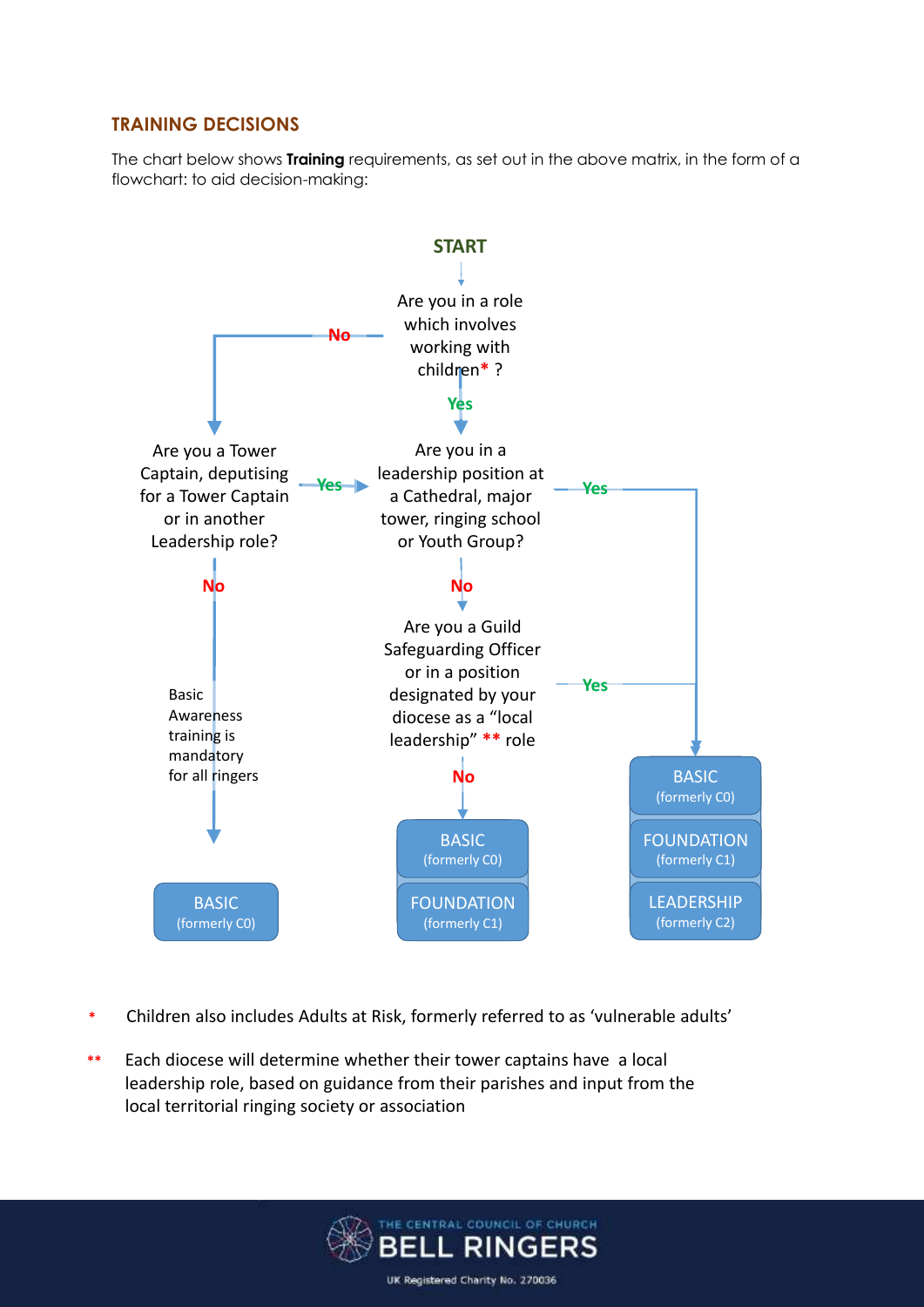## TRAINING DECISIONS

The chart below shows **Training** requirements, as set out in the above matrix, in the form of a flowchart: to aid decision-making:

**START**

Are you in a role which involves working with children* ?

- **No** → Are you a Tower Captain, deputising for a Tower Captain or in another Leadership role?
  - **Yes** → Are you in a leadership position at a Cathedral, major tower, ringing school or Youth Group?
  - **No** → BASIC (formerly C0)

    Basic Awareness training is mandatory for all ringers
- **Yes** → Are you in a leadership position at a Cathedral, major tower, ringing school or Youth Group?
  - **Yes** → BASIC (formerly C0), FOUNDATION (formerly C1), LEADERSHIP (formerly C2)
  - **No** → Are you a Guild Safeguarding Officer or in a position designated by your diocese as a "local leadership" ** role
    - **Yes** → BASIC (formerly C0), FOUNDATION (formerly C1), LEADERSHIP (formerly C2)
    - **No** → BASIC (formerly C0), FOUNDATION (formerly C1)

\* Children also includes Adults at Risk, formerly referred to as 'vulnerable adults'

\*\* Each diocese will determine whether their tower captains have a local leadership role, based on guidance from their parishes and input from the local territorial ringing society or association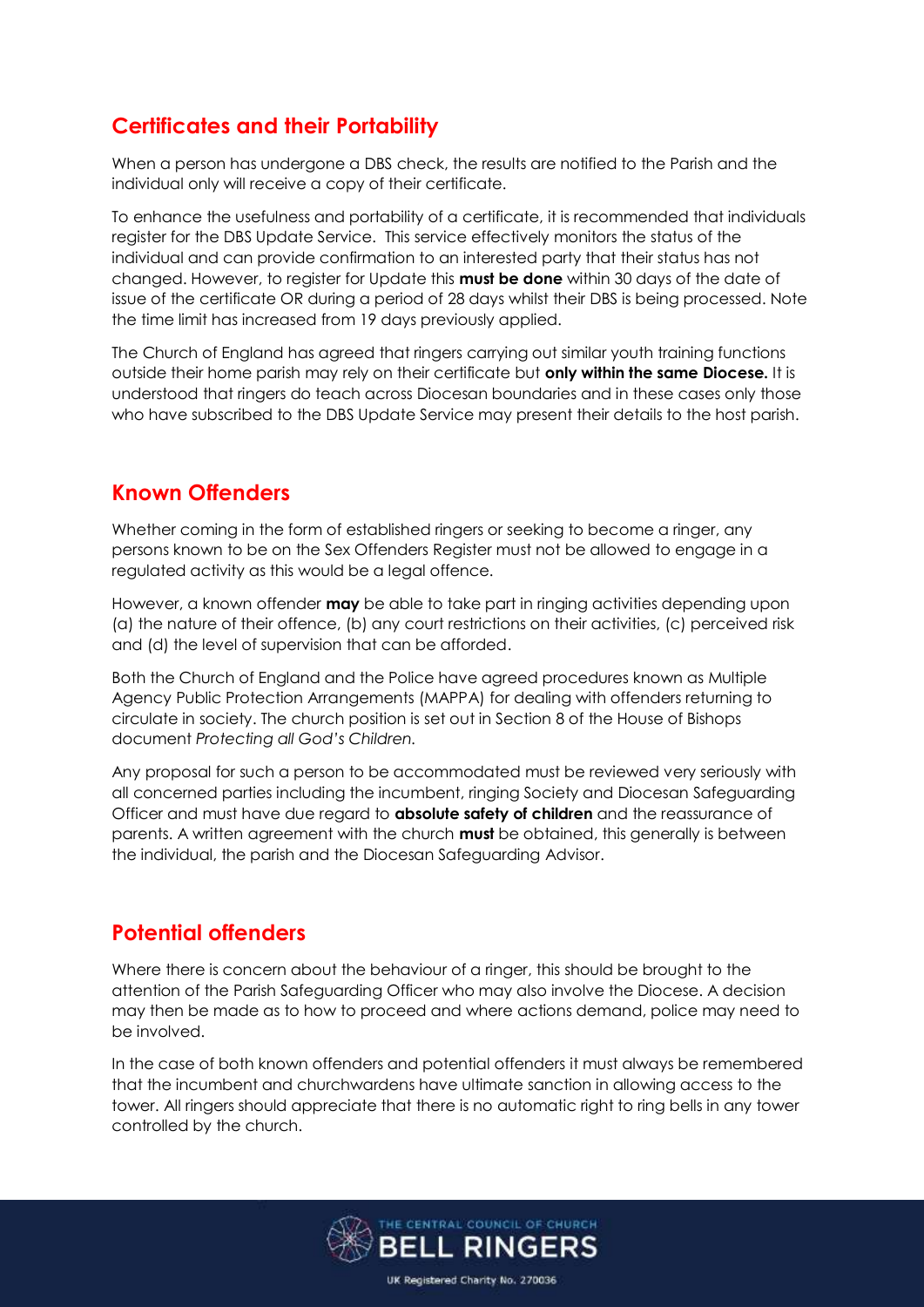## Certificates and their Portability

When a person has undergone a DBS check, the results are notified to the Parish and the individual only will receive a copy of their certificate.

To enhance the usefulness and portability of a certificate, it is recommended that individuals register for the DBS Update Service. This service effectively monitors the status of the individual and can provide confirmation to an interested party that their status has not changed. However, to register for Update this **must be done** within 30 days of the date of issue of the certificate OR during a period of 28 days whilst their DBS is being processed. Note the time limit has increased from 19 days previously applied.

The Church of England has agreed that ringers carrying out similar youth training functions outside their home parish may rely on their certificate but **only within the same Diocese.** It is understood that ringers do teach across Diocesan boundaries and in these cases only those who have subscribed to the DBS Update Service may present their details to the host parish.

## Known Offenders

Whether coming in the form of established ringers or seeking to become a ringer, any persons known to be on the Sex Offenders Register must not be allowed to engage in a regulated activity as this would be a legal offence.

However, a known offender **may** be able to take part in ringing activities depending upon (a) the nature of their offence, (b) any court restrictions on their activities, (c) perceived risk and (d) the level of supervision that can be afforded.

Both the Church of England and the Police have agreed procedures known as Multiple Agency Public Protection Arrangements (MAPPA) for dealing with offenders returning to circulate in society. The church position is set out in Section 8 of the House of Bishops document *Protecting all God's Children.*

Any proposal for such a person to be accommodated must be reviewed very seriously with all concerned parties including the incumbent, ringing Society and Diocesan Safeguarding Officer and must have due regard to **absolute safety of children** and the reassurance of parents. A written agreement with the church **must** be obtained, this generally is between the individual, the parish and the Diocesan Safeguarding Advisor.

## Potential offenders

Where there is concern about the behaviour of a ringer, this should be brought to the attention of the Parish Safeguarding Officer who may also involve the Diocese. A decision may then be made as to how to proceed and where actions demand, police may need to be involved.

In the case of both known offenders and potential offenders it must always be remembered that the incumbent and churchwardens have ultimate sanction in allowing access to the tower. All ringers should appreciate that there is no automatic right to ring bells in any tower controlled by the church.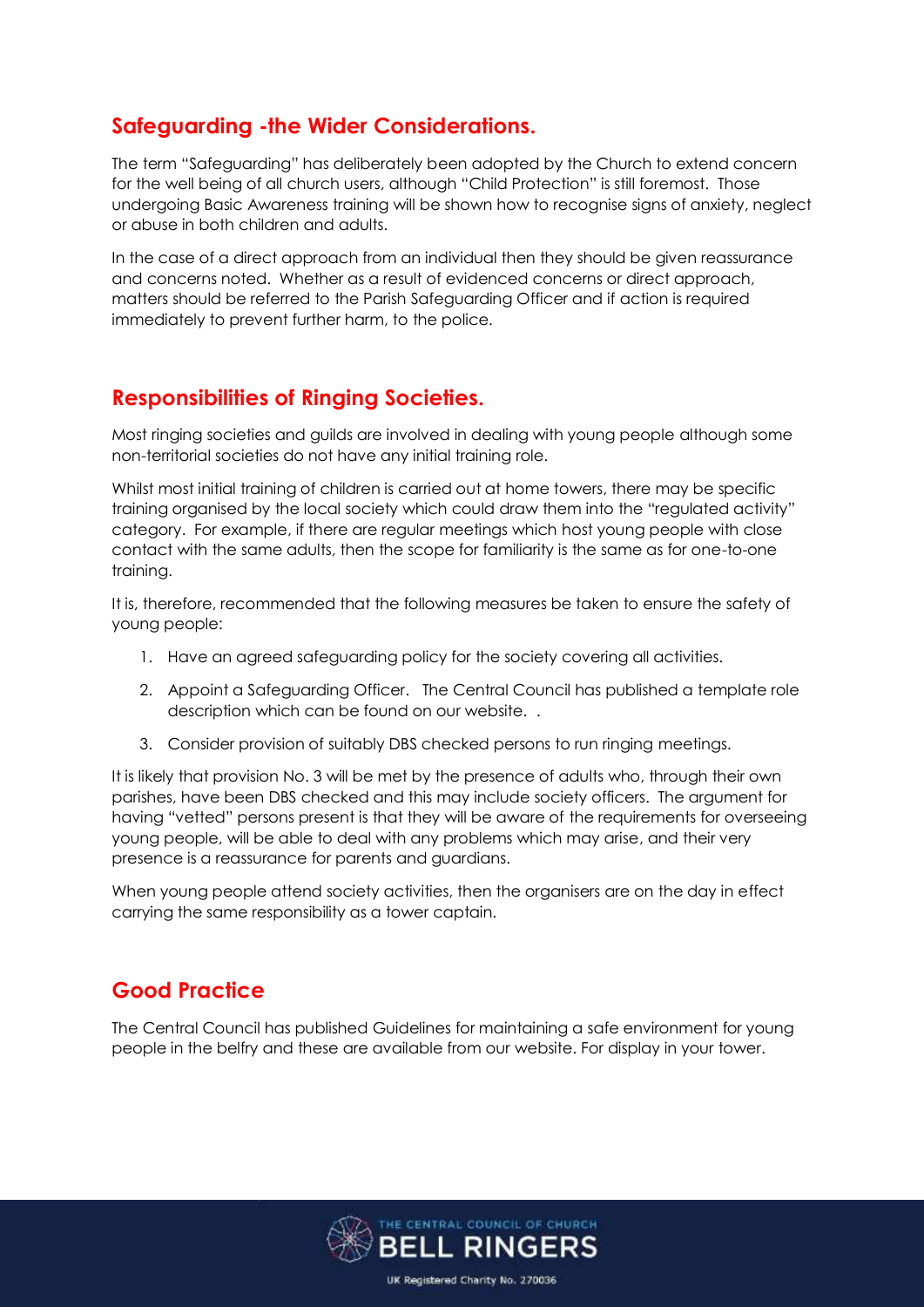## Safeguarding -the Wider Considerations.

The term "Safeguarding" has deliberately been adopted by the Church to extend concern for the well being of all church users, although "Child Protection" is still foremost. Those undergoing Basic Awareness training will be shown how to recognise signs of anxiety, neglect or abuse in both children and adults.

In the case of a direct approach from an individual then they should be given reassurance and concerns noted. Whether as a result of evidenced concerns or direct approach, matters should be referred to the Parish Safeguarding Officer and if action is required immediately to prevent further harm, to the police.

## Responsibilities of Ringing Societies.

Most ringing societies and guilds are involved in dealing with young people although some non-territorial societies do not have any initial training role.

Whilst most initial training of children is carried out at home towers, there may be specific training organised by the local society which could draw them into the "regulated activity" category. For example, if there are regular meetings which host young people with close contact with the same adults, then the scope for familiarity is the same as for one-to-one training.

It is, therefore, recommended that the following measures be taken to ensure the safety of young people:

1. Have an agreed safeguarding policy for the society covering all activities.
2. Appoint a Safeguarding Officer. The Central Council has published a template role description which can be found on our website. .
3. Consider provision of suitably DBS checked persons to run ringing meetings.

It is likely that provision No. 3 will be met by the presence of adults who, through their own parishes, have been DBS checked and this may include society officers. The argument for having "vetted" persons present is that they will be aware of the requirements for overseeing young people, will be able to deal with any problems which may arise, and their very presence is a reassurance for parents and guardians.

When young people attend society activities, then the organisers are on the day in effect carrying the same responsibility as a tower captain.

## Good Practice

The Central Council has published Guidelines for maintaining a safe environment for young people in the belfry and these are available from our website. For display in your tower.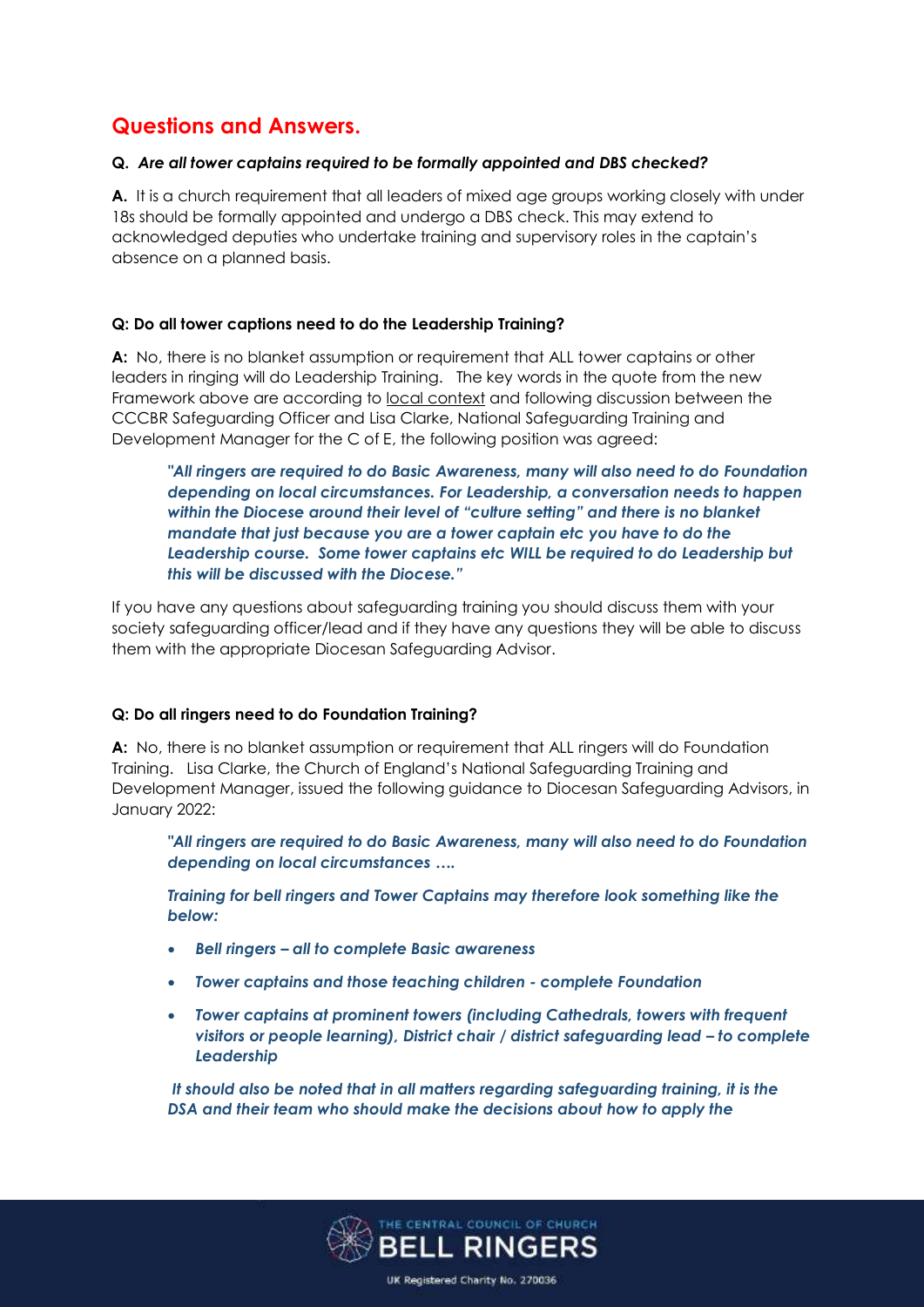## Questions and Answers.

**Q.** ***Are all tower captains required to be formally appointed and DBS checked?***

**A.** It is a church requirement that all leaders of mixed age groups working closely with under 18s should be formally appointed and undergo a DBS check. This may extend to acknowledged deputies who undertake training and supervisory roles in the captain's absence on a planned basis.

**Q: Do all tower captions need to do the Leadership Training?**

**A:** No, there is no blanket assumption or requirement that ALL tower captains or other leaders in ringing will do Leadership Training. The key words in the quote from the new Framework above are according to local context and following discussion between the CCCBR Safeguarding Officer and Lisa Clarke, National Safeguarding Training and Development Manager for the C of E, the following position was agreed:

> ***"All ringers are required to do Basic Awareness, many will also need to do Foundation depending on local circumstances. For Leadership, a conversation needs to happen within the Diocese around their level of "culture setting" and there is no blanket mandate that just because you are a tower captain etc you have to do the Leadership course. Some tower captains etc WILL be required to do Leadership but this will be discussed with the Diocese."***

If you have any questions about safeguarding training you should discuss them with your society safeguarding officer/lead and if they have any questions they will be able to discuss them with the appropriate Diocesan Safeguarding Advisor.

**Q: Do all ringers need to do Foundation Training?**

**A:** No, there is no blanket assumption or requirement that ALL ringers will do Foundation Training. Lisa Clarke, the Church of England's National Safeguarding Training and Development Manager, issued the following guidance to Diocesan Safeguarding Advisors, in January 2022:

> ***"All ringers are required to do Basic Awareness, many will also need to do Foundation depending on local circumstances ….***
>
> ***Training for bell ringers and Tower Captains may therefore look something like the below:***
>
> - ***Bell ringers – all to complete Basic awareness***
> - ***Tower captains and those teaching children - complete Foundation***
> - ***Tower captains at prominent towers (including Cathedrals, towers with frequent visitors or people learning), District chair / district safeguarding lead – to complete Leadership***
>
> ***It should also be noted that in all matters regarding safeguarding training, it is the DSA and their team who should make the decisions about how to apply the***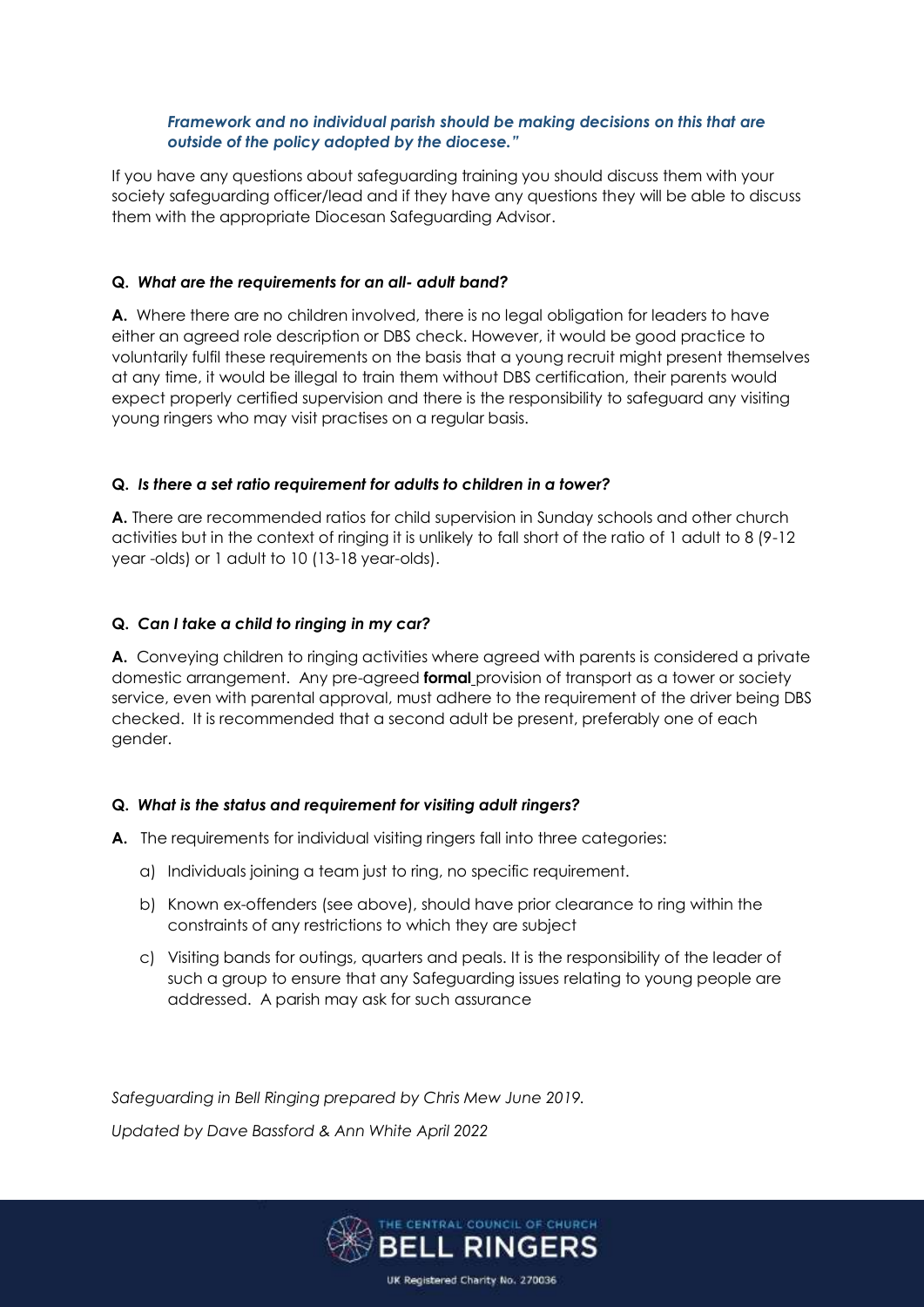*Framework and no individual parish should be making decisions on this that are outside of the policy adopted by the diocese."*

If you have any questions about safeguarding training you should discuss them with your society safeguarding officer/lead and if they have any questions they will be able to discuss them with the appropriate Diocesan Safeguarding Advisor.

**Q.** ***What are the requirements for an all- adult band?***

**A.** Where there are no children involved, there is no legal obligation for leaders to have either an agreed role description or DBS check. However, it would be good practice to voluntarily fulfil these requirements on the basis that a young recruit might present themselves at any time, it would be illegal to train them without DBS certification, their parents would expect properly certified supervision and there is the responsibility to safeguard any visiting young ringers who may visit practises on a regular basis.

**Q.** ***Is there a set ratio requirement for adults to children in a tower?***

**A.** There are recommended ratios for child supervision in Sunday schools and other church activities but in the context of ringing it is unlikely to fall short of the ratio of 1 adult to 8 (9-12 year -olds) or 1 adult to 10 (13-18 year-olds).

**Q.** ***Can I take a child to ringing in my car?***

**A.** Conveying children to ringing activities where agreed with parents is considered a private domestic arrangement. Any pre-agreed **formal** provision of transport as a tower or society service, even with parental approval, must adhere to the requirement of the driver being DBS checked. It is recommended that a second adult be present, preferably one of each gender.

**Q.** ***What is the status and requirement for visiting adult ringers?***

**A.** The requirements for individual visiting ringers fall into three categories:

a) Individuals joining a team just to ring, no specific requirement.

b) Known ex-offenders (see above), should have prior clearance to ring within the constraints of any restrictions to which they are subject

c) Visiting bands for outings, quarters and peals. It is the responsibility of the leader of such a group to ensure that any Safeguarding issues relating to young people are addressed. A parish may ask for such assurance

*Safeguarding in Bell Ringing prepared by Chris Mew June 2019.*

*Updated by Dave Bassford & Ann White April 2022*

THE CENTRAL COUNCIL OF CHURCH BELL RINGERS

UK Registered Charity No. 270036